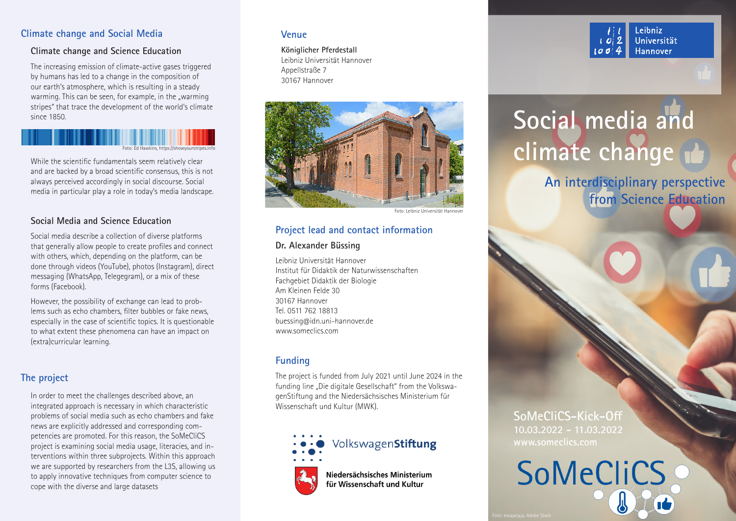## Climate change and Social Media

### Climate change and Science Education

The increasing emission of climate-active gases triggered by humans has led to a change in the composition of our earth's atmosphere, which is resulting in a steady warming. This can be seen, for example, in the „warming stripes" that trace the development of the world's climate since 1850.

Foto: Ed Hawkins, https://showyourstripes.info

While the scientific fundamentals seem relatively clear and are backed by a broad scientific consensus, this is not always perceived accordingly in social discourse. Social media in particular play a role in today's media landscape.

### Social Media and Science Education

Social media describe a collection of diverse platforms that generally allow people to create profiles and connect with others, which, depending on the platform, can be done through videos (YouTube), photos (Instagram), direct messaging (WhatsApp, Telegegram), or a mix of these forms (Facebook).

However, the possibility of exchange can lead to problems such as echo chambers, filter bubbles or fake news, especially in the case of scientific topics. It is questionable to what extent these phenomena can have an impact on (extra)curricular learning.

## The project

In order to meet the challenges described above, an integrated approach is necessary in which characteristic problems of social media such as echo chambers and fake news are explicitly addressed and corresponding competencies are promoted. For this reason, the SoMeCliCS project is examining social media usage, literacies, and interventions within three subprojects. Within this approach we are supported by researchers from the L3S, allowing us to apply innovative techniques from computer science to cope with the diverse and large datasets

## Venue

**Königlicher Pferdestall**
Leibniz Universität Hannover
Appelstraße 7
30167 Hannover

Foto: Leibniz Universität Hannover

## Project lead and contact information

### Dr. Alexander Büssing

Leibniz Universität Hannover
Institut für Didaktik der Naturwissenschaften
Fachgebiet Didaktik der Biologie
Am Kleinen Felde 30
30167 Hannover
Tel. 0511 762 18813
buessing@idn.uni-hannover.de
www.someclics.com

## Funding

The project is funded from July 2021 until June 2024 in the funding line „Die digitale Gesellschaft" from the VolkswagenStiftung and the Niedersächsisches Ministerium für Wissenschaft und Kultur (MWK).

VolkswagenStiftung

Niedersächsisches Ministerium für Wissenschaft und Kultur

Leibniz Universität Hannover

# Social media and climate change

## An interdisciplinary perspective from Science Education

SoMeCliCS-Kick-Off
10.03.2022 - 11.03.2022
www.someclics.com

SoMeCliCS

Foto: escapejaja, Adobe Stock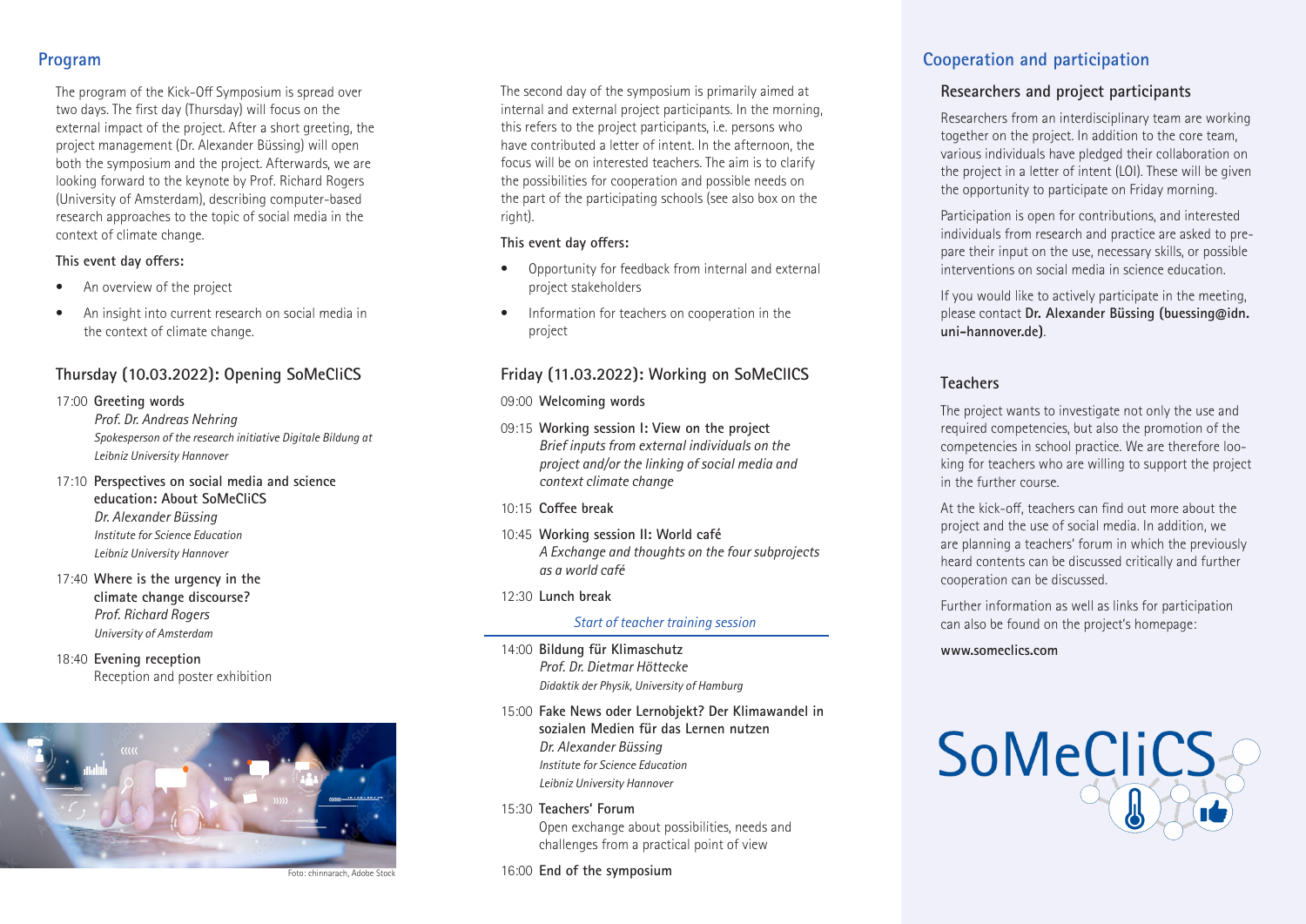## Program

The program of the Kick-Off Symposium is spread over two days. The first day (Thursday) will focus on the external impact of the project. After a short greeting, the project management (Dr. Alexander Büssing) will open both the symposium and the project. Afterwards, we are looking forward to the keynote by Prof. Richard Rogers (University of Amsterdam), describing computer-based research approaches to the topic of social media in the context of climate change.

**This event day offers:**

- An overview of the project
- An insight into current research on social media in the context of climate change.

### Thursday (10.03.2022): Opening SoMeCliCS

17:00 **Greeting words**
*Prof. Dr. Andreas Nehring*
*Spokesperson of the research initiative Digitale Bildung at Leibniz University Hannover*

17:10 **Perspectives on social media and science education: About SoMeCliCS**
*Dr. Alexander Büssing*
*Institute for Science Education*
*Leibniz University Hannover*

17:40 **Where is the urgency in the climate change discourse?**
*Prof. Richard Rogers*
*University of Amsterdam*

18:40 **Evening reception**
Reception and poster exhibition

Foto: chinnarach, Adobe Stock

The second day of the symposium is primarily aimed at internal and external project participants. In the morning, this refers to the project participants, i.e. persons who have contributed a letter of intent. In the afternoon, the focus will be on interested teachers. The aim is to clarify the possibilities for cooperation and possible needs on the part of the participating schools (see also box on the right).

**This event day offers:**

- Opportunity for feedback from internal and external project stakeholders
- Information for teachers on cooperation in the project

### Friday (11.03.2022): Working on SoMeClICS

09:00 **Welcoming words**

09:15 **Working session I: View on the project**
*Brief inputs from external individuals on the project and/or the linking of social media and context climate change*

10:15 **Coffee break**

10:45 **Working session II: World café**
*A Exchange and thoughts on the four subprojects as a world café*

12:30 **Lunch break**

*Start of teacher training session*

14:00 **Bildung für Klimaschutz**
*Prof. Dr. Dietmar Höttecke*
*Didaktik der Physik, University of Hamburg*

15:00 **Fake News oder Lernobjekt? Der Klimawandel in sozialen Medien für das Lernen nutzen**
*Dr. Alexander Büssing*
*Institute for Science Education*
*Leibniz University Hannover*

15:30 **Teachers' Forum**
Open exchange about possibilities, needs and challenges from a practical point of view

16:00 **End of the symposium**

## Cooperation and participation

### Researchers and project participants

Researchers from an interdisciplinary team are working together on the project. In addition to the core team, various individuals have pledged their collaboration on the project in a letter of intent (LOI). These will be given the opportunity to participate on Friday morning.

Participation is open for contributions, and interested individuals from research and practice are asked to prepare their input on the use, necessary skills, or possible interventions on social media in science education.

If you would like to actively participate in the meeting, please contact **Dr. Alexander Büssing (buessing@idn.uni-hannover.de)**.

### Teachers

The project wants to investigate not only the use and required competencies, but also the promotion of the competencies in school practice. We are therefore looking for teachers who are willing to support the project in the further course.

At the kick-off, teachers can find out more about the project and the use of social media. In addition, we are planning a teachers' forum in which the previously heard contents can be discussed critically and further cooperation can be discussed.

Further information as well as links for participation can also be found on the project's homepage:

**www.someclics.com**

SoMeCliCS